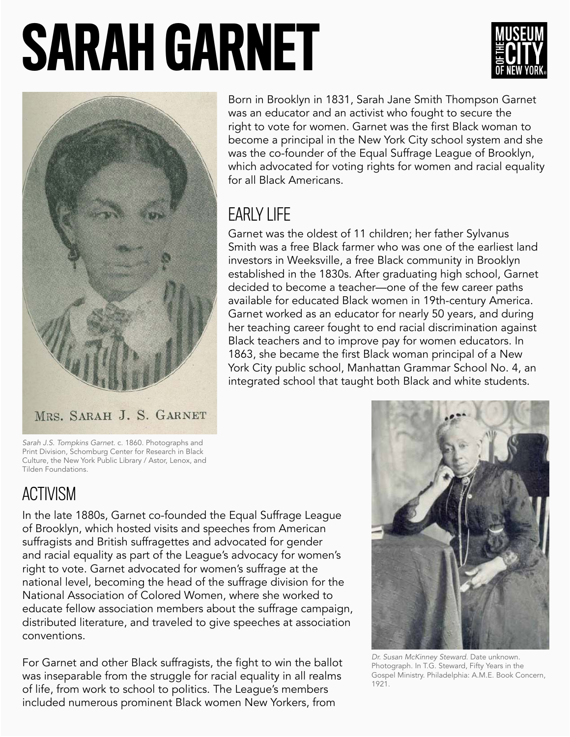# SARAH GARNET

MRS. SARAH J. S. GARNET

*Sarah J.S. Tompkins Garnet*. c. 1860. Photographs and Print Division, Schomburg Center for Research in Black Culture, the New York Public Library / Astor, Lenox, and Tilden Foundations.

Born in Brooklyn in 1831, Sarah Jane Smith Thompson Garnet was an educator and an activist who fought to secure the right to vote for women. Garnet was the first Black woman to become a principal in the New York City school system and she was the co-founder of the Equal Suffrage League of Brooklyn, which advocated for voting rights for women and racial equality for all Black Americans.

## EARLY LIFE

Garnet was the oldest of 11 children; her father Sylvanus Smith was a free Black farmer who was one of the earliest land investors in Weeksville, a free Black community in Brooklyn established in the 1830s. After graduating high school, Garnet decided to become a teacher—one of the few career paths available for educated Black women in 19th-century America. Garnet worked as an educator for nearly 50 years, and during her teaching career fought to end racial discrimination against Black teachers and to improve pay for women educators. In 1863, she became the first Black woman principal of a New York City public school, Manhattan Grammar School No. 4, an integrated school that taught both Black and white students.

## ACTIVISM

In the late 1880s, Garnet co-founded the Equal Suffrage League of Brooklyn, which hosted visits and speeches from American suffragists and British suffragettes and advocated for gender and racial equality as part of the League's advocacy for women's right to vote. Garnet advocated for women's suffrage at the national level, becoming the head of the suffrage division for the National Association of Colored Women, where she worked to educate fellow association members about the suffrage campaign, distributed literature, and traveled to give speeches at association conventions.

For Garnet and other Black suffragists, the fight to win the ballot was inseparable from the struggle for racial equality in all realms of life, from work to school to politics. The League's members included numerous prominent Black women New Yorkers, from

*Dr. Susan McKinney Steward*. Date unknown. Photograph. In T.G. Steward, Fifty Years in the Gospel Ministry. Philadelphia: A.M.E. Book Concern, 1921.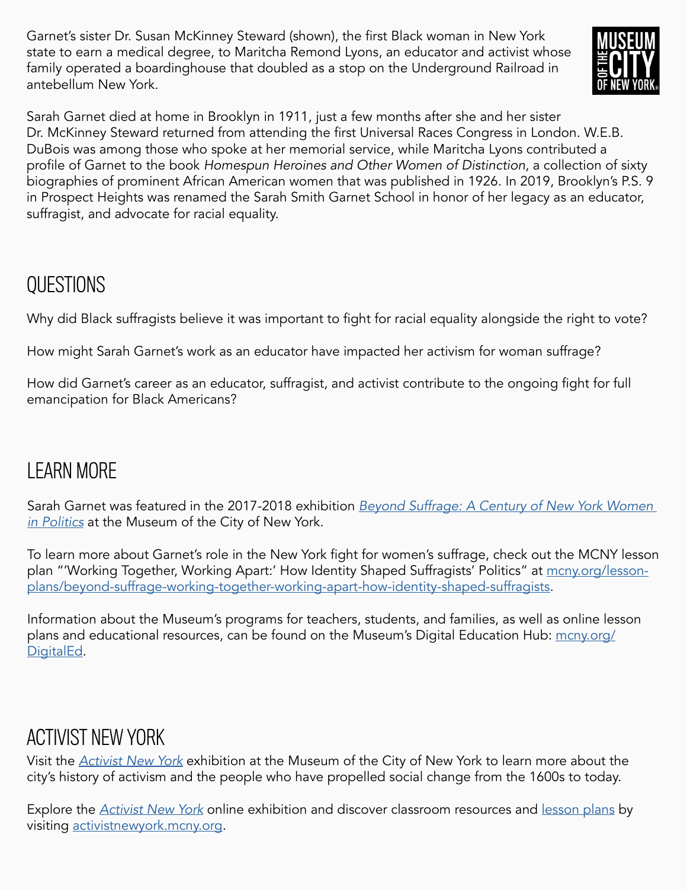Garnet's sister Dr. Susan McKinney Steward (shown), the first Black woman in New York state to earn a medical degree, to Maritcha Remond Lyons, an educator and activist whose family operated a boardinghouse that doubled as a stop on the Underground Railroad in antebellum New York.

Sarah Garnet died at home in Brooklyn in 1911, just a few months after she and her sister Dr. McKinney Steward returned from attending the first Universal Races Congress in London. W.E.B. DuBois was among those who spoke at her memorial service, while Maritcha Lyons contributed a profile of Garnet to the book *Homespun Heroines and Other Women of Distinction*, a collection of sixty biographies of prominent African American women that was published in 1926. In 2019, Brooklyn's P.S. 9 in Prospect Heights was renamed the Sarah Smith Garnet School in honor of her legacy as an educator, suffragist, and advocate for racial equality.

## QUESTIONS

Why did Black suffragists believe it was important to fight for racial equality alongside the right to vote?

How might Sarah Garnet's work as an educator have impacted her activism for woman suffrage?

How did Garnet's career as an educator, suffragist, and activist contribute to the ongoing fight for full emancipation for Black Americans?

## LEARN MORE

Sarah Garnet was featured in the 2017-2018 exhibition *Beyond Suffrage: A Century of New York Women in Politics* at the Museum of the City of New York.

To learn more about Garnet's role in the New York fight for women's suffrage, check out the MCNY lesson plan "'Working Together, Working Apart:' How Identity Shaped Suffragists' Politics" at mcny.org/lesson-plans/beyond-suffrage-working-together-working-apart-how-identity-shaped-suffragists.

Information about the Museum's programs for teachers, students, and families, as well as online lesson plans and educational resources, can be found on the Museum's Digital Education Hub: mcny.org/DigitalEd.

## ACTIVIST NEW YORK

Visit the *Activist New York* exhibition at the Museum of the City of New York to learn more about the city's history of activism and the people who have propelled social change from the 1600s to today.

Explore the *Activist New York* online exhibition and discover classroom resources and lesson plans by visiting activistnewyork.mcny.org.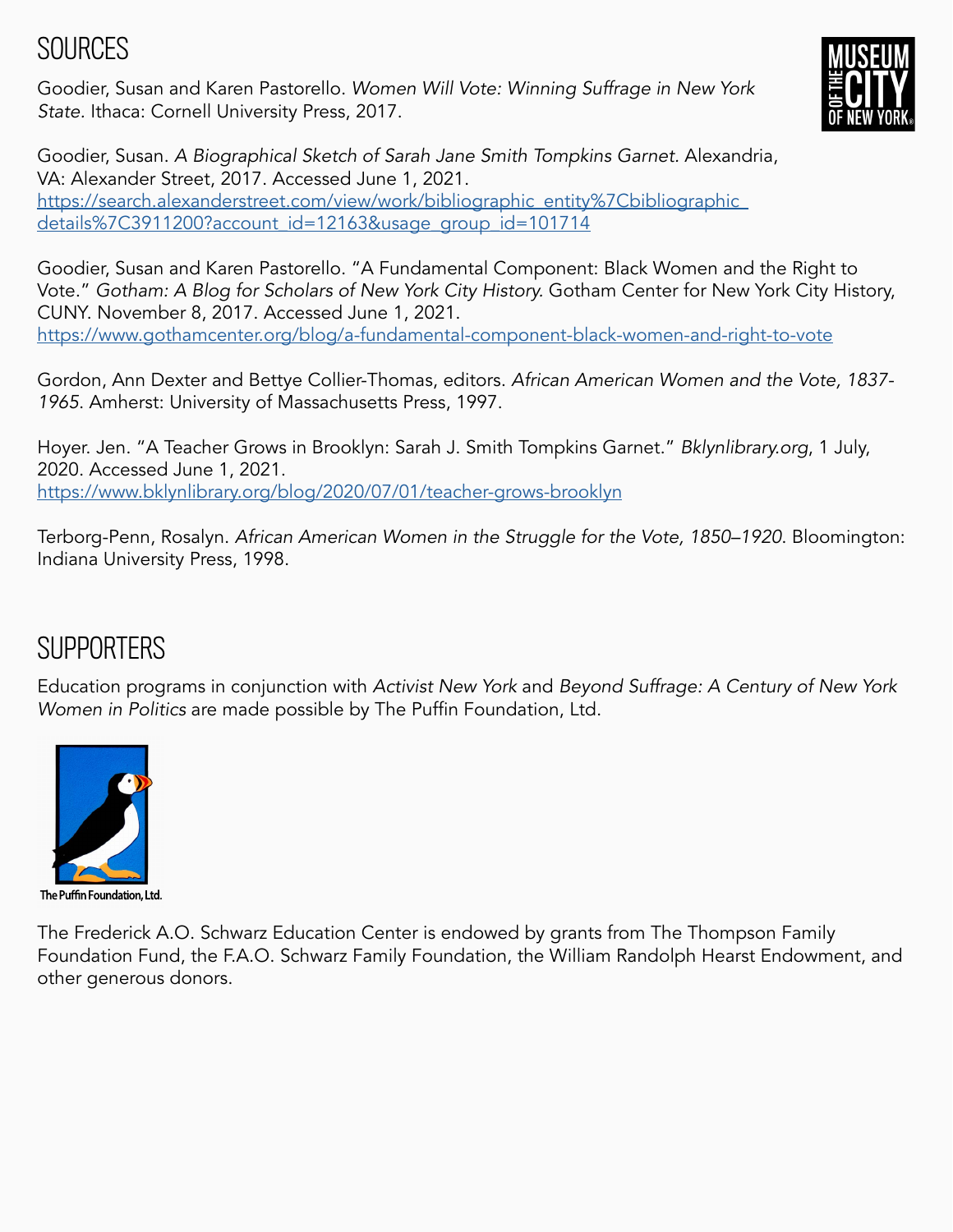# SOURCES

Goodier, Susan and Karen Pastorello. *Women Will Vote: Winning Suffrage in New York State.* Ithaca: Cornell University Press, 2017.

Goodier, Susan. *A Biographical Sketch of Sarah Jane Smith Tompkins Garnet.* Alexandria, VA: Alexander Street, 2017. Accessed June 1, 2021. https://search.alexanderstreet.com/view/work/bibliographic_entity%7Cbibliographic_details%7C3911200?account_id=12163&usage_group_id=101714

Goodier, Susan and Karen Pastorello. "A Fundamental Component: Black Women and the Right to Vote." *Gotham: A Blog for Scholars of New York City History.* Gotham Center for New York City History, CUNY. November 8, 2017. Accessed June 1, 2021. https://www.gothamcenter.org/blog/a-fundamental-component-black-women-and-right-to-vote

Gordon, Ann Dexter and Bettye Collier-Thomas, editors. *African American Women and the Vote, 1837-1965.* Amherst: University of Massachusetts Press, 1997.

Hoyer. Jen. "A Teacher Grows in Brooklyn: Sarah J. Smith Tompkins Garnet." *Bklynlibrary.org*, 1 July, 2020. Accessed June 1, 2021. https://www.bklynlibrary.org/blog/2020/07/01/teacher-grows-brooklyn

Terborg-Penn, Rosalyn. *African American Women in the Struggle for the Vote, 1850–1920.* Bloomington: Indiana University Press, 1998.

# SUPPORTERS

Education programs in conjunction with *Activist New York* and *Beyond Suffrage: A Century of New York Women in Politics* are made possible by The Puffin Foundation, Ltd.

The Puffin Foundation, Ltd.

The Frederick A.O. Schwarz Education Center is endowed by grants from The Thompson Family Foundation Fund, the F.A.O. Schwarz Family Foundation, the William Randolph Hearst Endowment, and other generous donors.